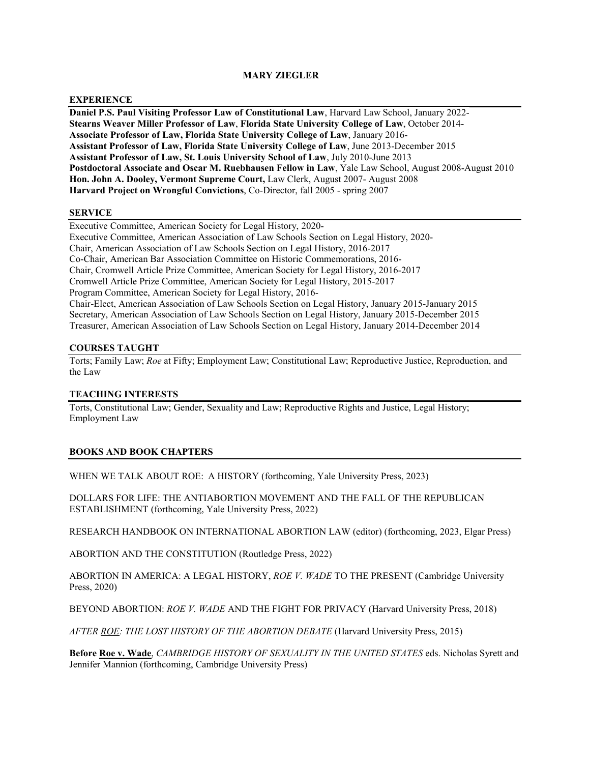# MARY ZIEGLER

## EXPERIENCE

**Daniel P.S. Paul Visiting Professor Law of Constitutional Law**, Harvard Law School, January 2022-
**Stearns Weaver Miller Professor of Law**, **Florida State University College of Law**, October 2014-
**Associate Professor of Law, Florida State University College of Law**, January 2016-
**Assistant Professor of Law, Florida State University College of Law**, June 2013-December 2015
**Assistant Professor of Law, St. Louis University School of Law**, July 2010-June 2013
**Postdoctoral Associate and Oscar M. Ruebhausen Fellow in Law**, Yale Law School, August 2008-August 2010
**Hon. John A. Dooley, Vermont Supreme Court,** Law Clerk, August 2007- August 2008
**Harvard Project on Wrongful Convictions**, Co-Director, fall 2005 - spring 2007

## SERVICE

Executive Committee, American Society for Legal History, 2020-
Executive Committee, American Association of Law Schools Section on Legal History, 2020-
Chair, American Association of Law Schools Section on Legal History, 2016-2017
Co-Chair, American Bar Association Committee on Historic Commemorations, 2016-
Chair, Cromwell Article Prize Committee, American Society for Legal History, 2016-2017
Cromwell Article Prize Committee, American Society for Legal History, 2015-2017
Program Committee, American Society for Legal History, 2016-
Chair-Elect, American Association of Law Schools Section on Legal History, January 2015-January 2015
Secretary, American Association of Law Schools Section on Legal History, January 2015-December 2015
Treasurer, American Association of Law Schools Section on Legal History, January 2014-December 2014

## COURSES TAUGHT

Torts; Family Law; *Roe* at Fifty; Employment Law; Constitutional Law; Reproductive Justice, Reproduction, and the Law

## TEACHING INTERESTS

Torts, Constitutional Law; Gender, Sexuality and Law; Reproductive Rights and Justice, Legal History; Employment Law

## BOOKS AND BOOK CHAPTERS

WHEN WE TALK ABOUT ROE: A HISTORY (forthcoming, Yale University Press, 2023)

DOLLARS FOR LIFE: THE ANTIABORTION MOVEMENT AND THE FALL OF THE REPUBLICAN ESTABLISHMENT (forthcoming, Yale University Press, 2022)

RESEARCH HANDBOOK ON INTERNATIONAL ABORTION LAW (editor) (forthcoming, 2023, Elgar Press)

ABORTION AND THE CONSTITUTION (Routledge Press, 2022)

ABORTION IN AMERICA: A LEGAL HISTORY, *ROE V. WADE* TO THE PRESENT (Cambridge University Press, 2020)

BEYOND ABORTION: *ROE V. WADE* AND THE FIGHT FOR PRIVACY (Harvard University Press, 2018)

*AFTER ROE: THE LOST HISTORY OF THE ABORTION DEBATE* (Harvard University Press, 2015)

**Before Roe v. Wade**, *CAMBRIDGE HISTORY OF SEXUALITY IN THE UNITED STATES* eds. Nicholas Syrett and Jennifer Mannion (forthcoming, Cambridge University Press)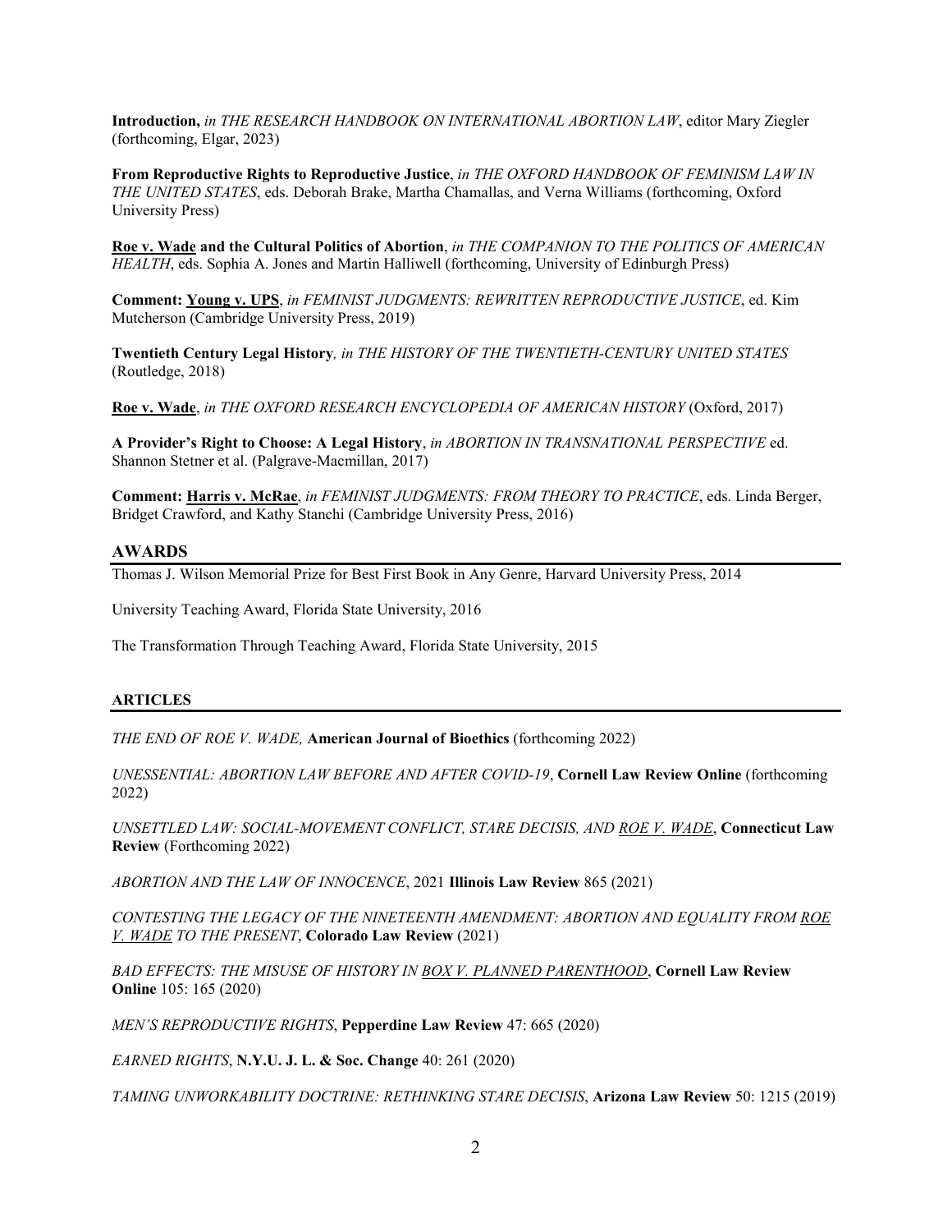**Introduction,** *in THE RESEARCH HANDBOOK ON INTERNATIONAL ABORTION LAW*, editor Mary Ziegler (forthcoming, Elgar, 2023)

**From Reproductive Rights to Reproductive Justice**, *in THE OXFORD HANDBOOK OF FEMINISM LAW IN THE UNITED STATES*, eds. Deborah Brake, Martha Chamallas, and Verna Williams (forthcoming, Oxford University Press)

**Roe v. Wade and the Cultural Politics of Abortion**, *in THE COMPANION TO THE POLITICS OF AMERICAN HEALTH*, eds. Sophia A. Jones and Martin Halliwell (forthcoming, University of Edinburgh Press)

**Comment: Young v. UPS**, *in FEMINIST JUDGMENTS: REWRITTEN REPRODUCTIVE JUSTICE*, ed. Kim Mutcherson (Cambridge University Press, 2019)

**Twentieth Century Legal History***, in THE HISTORY OF THE TWENTIETH-CENTURY UNITED STATES* (Routledge, 2018)

**Roe v. Wade**, *in THE OXFORD RESEARCH ENCYCLOPEDIA OF AMERICAN HISTORY* (Oxford, 2017)

**A Provider's Right to Choose: A Legal History**, *in ABORTION IN TRANSNATIONAL PERSPECTIVE* ed. Shannon Stetner et al. (Palgrave-Macmillan, 2017)

**Comment: Harris v. McRae**, *in FEMINIST JUDGMENTS: FROM THEORY TO PRACTICE*, eds. Linda Berger, Bridget Crawford, and Kathy Stanchi (Cambridge University Press, 2016)

## AWARDS

Thomas J. Wilson Memorial Prize for Best First Book in Any Genre, Harvard University Press, 2014

University Teaching Award, Florida State University, 2016

The Transformation Through Teaching Award, Florida State University, 2015

## ARTICLES

*THE END OF ROE V. WADE,* **American Journal of Bioethics** (forthcoming 2022)

*UNESSENTIAL: ABORTION LAW BEFORE AND AFTER COVID-19*, **Cornell Law Review Online** (forthcoming 2022)

*UNSETTLED LAW: SOCIAL-MOVEMENT CONFLICT, STARE DECISIS, AND ROE V. WADE*, **Connecticut Law Review** (Forthcoming 2022)

*ABORTION AND THE LAW OF INNOCENCE*, 2021 **Illinois Law Review** 865 (2021)

*CONTESTING THE LEGACY OF THE NINETEENTH AMENDMENT: ABORTION AND EQUALITY FROM ROE V. WADE TO THE PRESENT*, **Colorado Law Review** (2021)

*BAD EFFECTS: THE MISUSE OF HISTORY IN BOX V. PLANNED PARENTHOOD*, **Cornell Law Review Online** 105: 165 (2020)

*MEN'S REPRODUCTIVE RIGHTS*, **Pepperdine Law Review** 47: 665 (2020)

*EARNED RIGHTS*, **N.Y.U. J. L. & Soc. Change** 40: 261 (2020)

*TAMING UNWORKABILITY DOCTRINE: RETHINKING STARE DECISIS*, **Arizona Law Review** 50: 1215 (2019)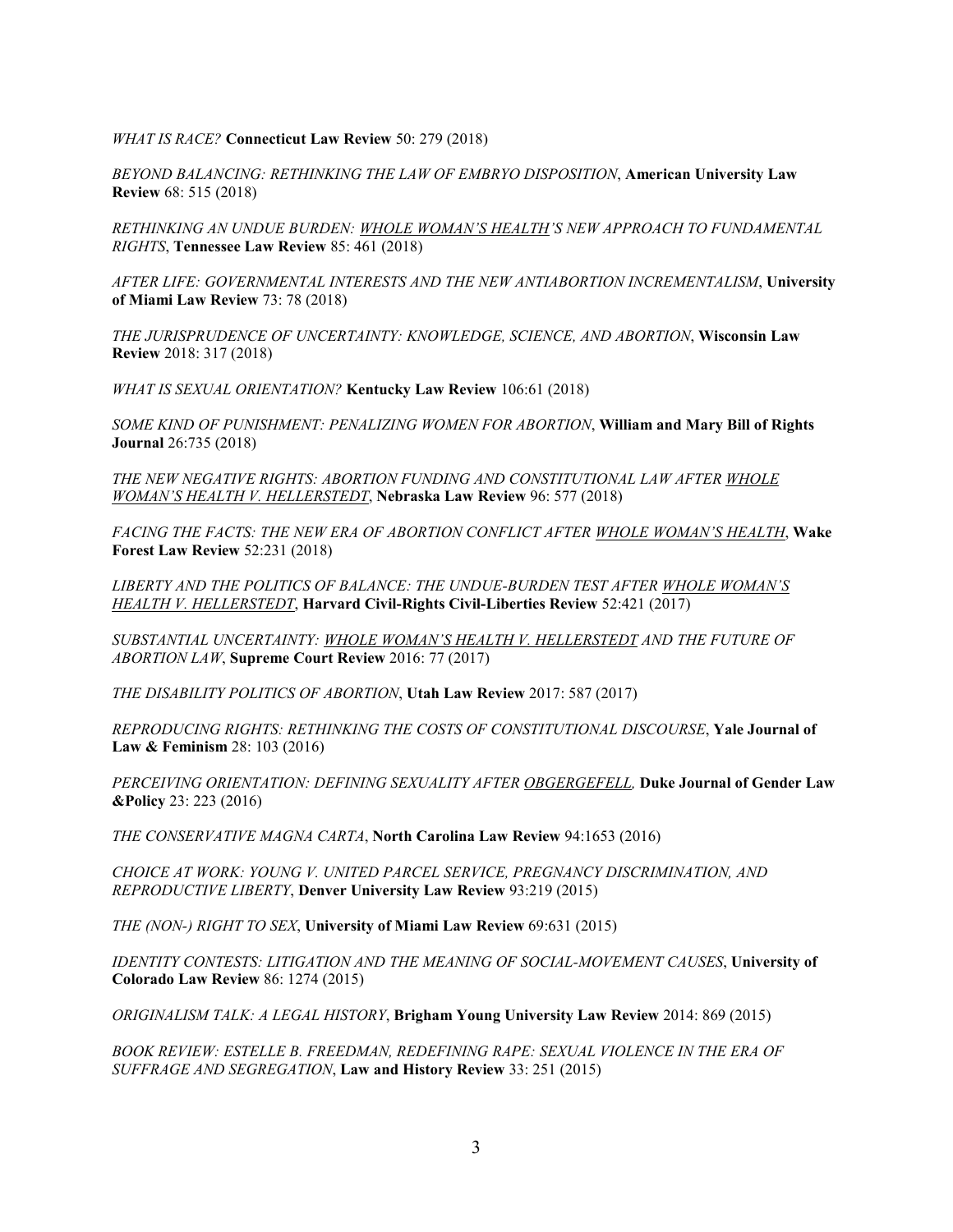*WHAT IS RACE?* **Connecticut Law Review** 50: 279 (2018)

*BEYOND BALANCING: RETHINKING THE LAW OF EMBRYO DISPOSITION*, **American University Law Review** 68: 515 (2018)

*RETHINKING AN UNDUE BURDEN: <u>WHOLE WOMAN'S HEALTH</u>'S NEW APPROACH TO FUNDAMENTAL RIGHTS*, **Tennessee Law Review** 85: 461 (2018)

*AFTER LIFE: GOVERNMENTAL INTERESTS AND THE NEW ANTIABORTION INCREMENTALISM*, **University of Miami Law Review** 73: 78 (2018)

*THE JURISPRUDENCE OF UNCERTAINTY: KNOWLEDGE, SCIENCE, AND ABORTION*, **Wisconsin Law Review** 2018: 317 (2018)

*WHAT IS SEXUAL ORIENTATION?* **Kentucky Law Review** 106:61 (2018)

*SOME KIND OF PUNISHMENT: PENALIZING WOMEN FOR ABORTION*, **William and Mary Bill of Rights Journal** 26:735 (2018)

*THE NEW NEGATIVE RIGHTS: ABORTION FUNDING AND CONSTITUTIONAL LAW AFTER <u>WHOLE WOMAN'S HEALTH V. HELLERSTEDT</u>*, **Nebraska Law Review** 96: 577 (2018)

*FACING THE FACTS: THE NEW ERA OF ABORTION CONFLICT AFTER <u>WHOLE WOMAN'S HEALTH</u>*, **Wake Forest Law Review** 52:231 (2018)

*LIBERTY AND THE POLITICS OF BALANCE: THE UNDUE-BURDEN TEST AFTER <u>WHOLE WOMAN'S HEALTH V. HELLERSTEDT</u>*, **Harvard Civil-Rights Civil-Liberties Review** 52:421 (2017)

*SUBSTANTIAL UNCERTAINTY: <u>WHOLE WOMAN'S HEALTH V. HELLERSTEDT</u> AND THE FUTURE OF ABORTION LAW*, **Supreme Court Review** 2016: 77 (2017)

*THE DISABILITY POLITICS OF ABORTION*, **Utah Law Review** 2017: 587 (2017)

*REPRODUCING RIGHTS: RETHINKING THE COSTS OF CONSTITUTIONAL DISCOURSE*, **Yale Journal of Law & Feminism** 28: 103 (2016)

*PERCEIVING ORIENTATION: DEFINING SEXUALITY AFTER <u>OBGERGEFELL</u>,* **Duke Journal of Gender Law &Policy** 23: 223 (2016)

*THE CONSERVATIVE MAGNA CARTA*, **North Carolina Law Review** 94:1653 (2016)

*CHOICE AT WORK: YOUNG V. UNITED PARCEL SERVICE, PREGNANCY DISCRIMINATION, AND REPRODUCTIVE LIBERTY*, **Denver University Law Review** 93:219 (2015)

*THE (NON-) RIGHT TO SEX*, **University of Miami Law Review** 69:631 (2015)

*IDENTITY CONTESTS: LITIGATION AND THE MEANING OF SOCIAL-MOVEMENT CAUSES*, **University of Colorado Law Review** 86: 1274 (2015)

*ORIGINALISM TALK: A LEGAL HISTORY*, **Brigham Young University Law Review** 2014: 869 (2015)

*BOOK REVIEW: ESTELLE B. FREEDMAN, REDEFINING RAPE: SEXUAL VIOLENCE IN THE ERA OF SUFFRAGE AND SEGREGATION*, **Law and History Review** 33: 251 (2015)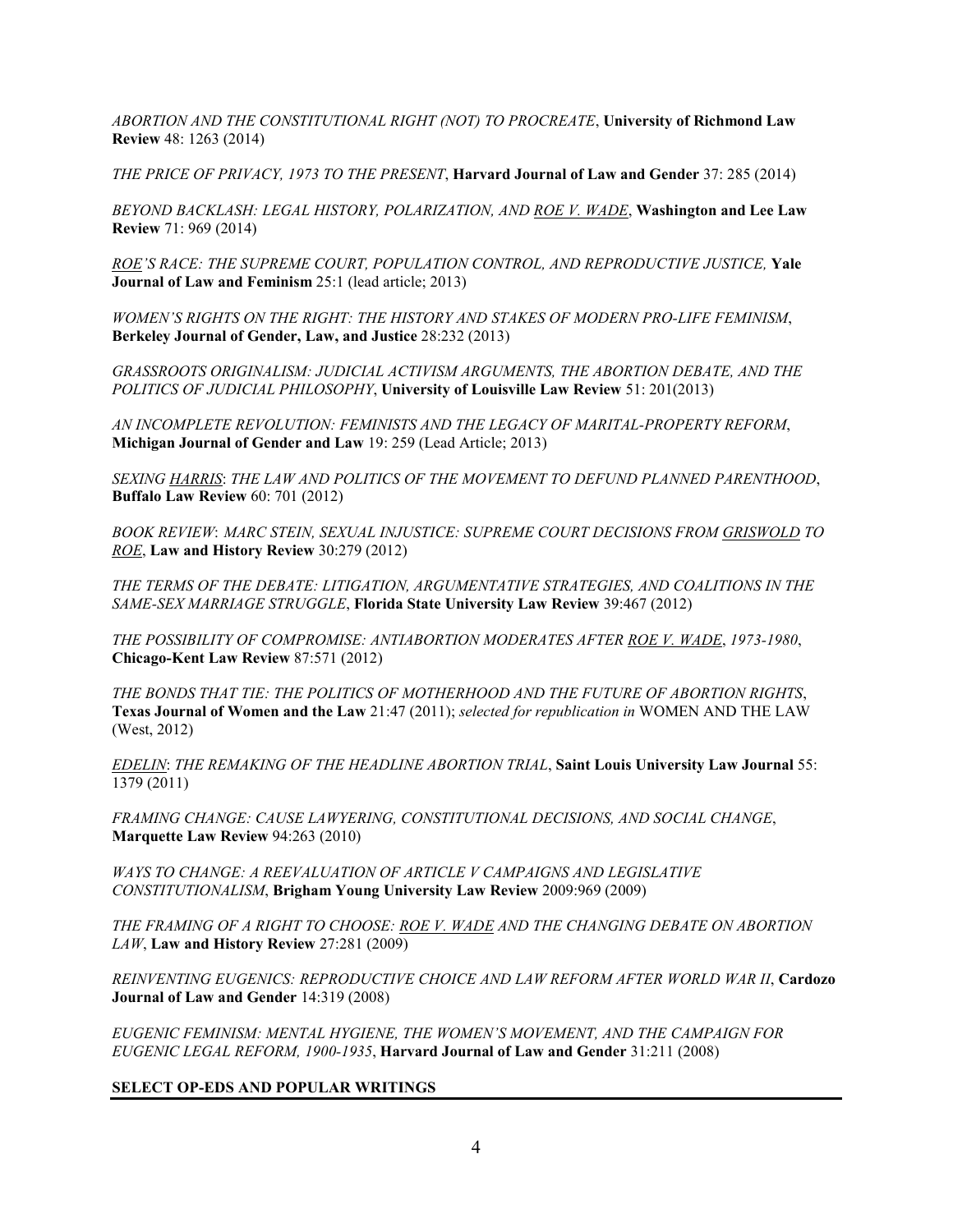*ABORTION AND THE CONSTITUTIONAL RIGHT (NOT) TO PROCREATE*, **University of Richmond Law Review** 48: 1263 (2014)

*THE PRICE OF PRIVACY, 1973 TO THE PRESENT*, **Harvard Journal of Law and Gender** 37: 285 (2014)

*BEYOND BACKLASH: LEGAL HISTORY, POLARIZATION, AND ROE V. WADE*, **Washington and Lee Law Review** 71: 969 (2014)

*ROE'S RACE: THE SUPREME COURT, POPULATION CONTROL, AND REPRODUCTIVE JUSTICE,* **Yale Journal of Law and Feminism** 25:1 (lead article; 2013)

*WOMEN'S RIGHTS ON THE RIGHT: THE HISTORY AND STAKES OF MODERN PRO-LIFE FEMINISM*, **Berkeley Journal of Gender, Law, and Justice** 28:232 (2013)

*GRASSROOTS ORIGINALISM: JUDICIAL ACTIVISM ARGUMENTS, THE ABORTION DEBATE, AND THE POLITICS OF JUDICIAL PHILOSOPHY*, **University of Louisville Law Review** 51: 201(2013)

*AN INCOMPLETE REVOLUTION: FEMINISTS AND THE LEGACY OF MARITAL-PROPERTY REFORM*, **Michigan Journal of Gender and Law** 19: 259 (Lead Article; 2013)

*SEXING HARRIS: THE LAW AND POLITICS OF THE MOVEMENT TO DEFUND PLANNED PARENTHOOD*, **Buffalo Law Review** 60: 701 (2012)

*BOOK REVIEW: MARC STEIN, SEXUAL INJUSTICE: SUPREME COURT DECISIONS FROM GRISWOLD TO ROE*, **Law and History Review** 30:279 (2012)

*THE TERMS OF THE DEBATE: LITIGATION, ARGUMENTATIVE STRATEGIES, AND COALITIONS IN THE SAME-SEX MARRIAGE STRUGGLE*, **Florida State University Law Review** 39:467 (2012)

*THE POSSIBILITY OF COMPROMISE: ANTIABORTION MODERATES AFTER ROE V. WADE, 1973-1980*, **Chicago-Kent Law Review** 87:571 (2012)

*THE BONDS THAT TIE: THE POLITICS OF MOTHERHOOD AND THE FUTURE OF ABORTION RIGHTS*, **Texas Journal of Women and the Law** 21:47 (2011); *selected for republication in* WOMEN AND THE LAW (West, 2012)

*EDELIN: THE REMAKING OF THE HEADLINE ABORTION TRIAL*, **Saint Louis University Law Journal** 55: 1379 (2011)

*FRAMING CHANGE: CAUSE LAWYERING, CONSTITUTIONAL DECISIONS, AND SOCIAL CHANGE*, **Marquette Law Review** 94:263 (2010)

*WAYS TO CHANGE: A REEVALUATION OF ARTICLE V CAMPAIGNS AND LEGISLATIVE CONSTITUTIONALISM*, **Brigham Young University Law Review** 2009:969 (2009)

*THE FRAMING OF A RIGHT TO CHOOSE: ROE V. WADE AND THE CHANGING DEBATE ON ABORTION LAW*, **Law and History Review** 27:281 (2009)

*REINVENTING EUGENICS: REPRODUCTIVE CHOICE AND LAW REFORM AFTER WORLD WAR II*, **Cardozo Journal of Law and Gender** 14:319 (2008)

*EUGENIC FEMINISM: MENTAL HYGIENE, THE WOMEN'S MOVEMENT, AND THE CAMPAIGN FOR EUGENIC LEGAL REFORM, 1900-1935*, **Harvard Journal of Law and Gender** 31:211 (2008)

## SELECT OP-EDS AND POPULAR WRITINGS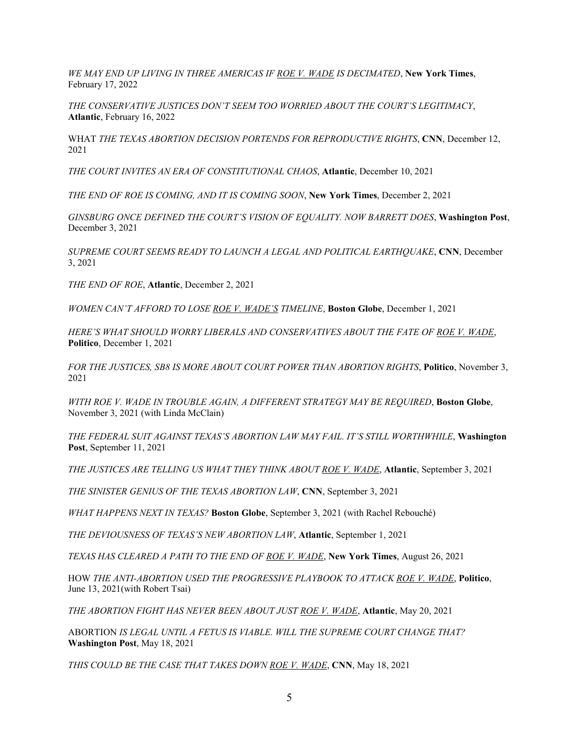*WE MAY END UP LIVING IN THREE AMERICAS IF ROE V. WADE IS DECIMATED*, **New York Times**, February 17, 2022

*THE CONSERVATIVE JUSTICES DON'T SEEM TOO WORRIED ABOUT THE COURT'S LEGITIMACY*, **Atlantic**, February 16, 2022

WHAT *THE TEXAS ABORTION DECISION PORTENDS FOR REPRODUCTIVE RIGHTS*, **CNN**, December 12, 2021

*THE COURT INVITES AN ERA OF CONSTITUTIONAL CHAOS*, **Atlantic**, December 10, 2021

*THE END OF ROE IS COMING, AND IT IS COMING SOON*, **New York Times**, December 2, 2021

*GINSBURG ONCE DEFINED THE COURT'S VISION OF EQUALITY. NOW BARRETT DOES*, **Washington Post**, December 3, 2021

*SUPREME COURT SEEMS READY TO LAUNCH A LEGAL AND POLITICAL EARTHQUAKE*, **CNN**, December 3, 2021

*THE END OF ROE*, **Atlantic**, December 2, 2021

*WOMEN CAN'T AFFORD TO LOSE ROE V. WADE'S TIMELINE*, **Boston Globe**, December 1, 2021

*HERE'S WHAT SHOULD WORRY LIBERALS AND CONSERVATIVES ABOUT THE FATE OF ROE V. WADE*, **Politico**, December 1, 2021

*FOR THE JUSTICES, SB8 IS MORE ABOUT COURT POWER THAN ABORTION RIGHTS*, **Politico**, November 3, 2021

*WITH ROE V. WADE IN TROUBLE AGAIN, A DIFFERENT STRATEGY MAY BE REQUIRED*, **Boston Globe**, November 3, 2021 (with Linda McClain)

*THE FEDERAL SUIT AGAINST TEXAS'S ABORTION LAW MAY FAIL. IT'S STILL WORTHWHILE*, **Washington Post**, September 11, 2021

*THE JUSTICES ARE TELLING US WHAT THEY THINK ABOUT ROE V. WADE*, **Atlantic**, September 3, 2021

*THE SINISTER GENIUS OF THE TEXAS ABORTION LAW*, **CNN**, September 3, 2021

*WHAT HAPPENS NEXT IN TEXAS?* **Boston Globe**, September 3, 2021 (with Rachel Rebouché)

*THE DEVIOUSNESS OF TEXAS'S NEW ABORTION LAW*, **Atlantic**, September 1, 2021

*TEXAS HAS CLEARED A PATH TO THE END OF ROE V. WADE*, **New York Times**, August 26, 2021

HOW *THE ANTI-ABORTION USED THE PROGRESSIVE PLAYBOOK TO ATTACK ROE V. WADE*, **Politico**, June 13, 2021(with Robert Tsai)

*THE ABORTION FIGHT HAS NEVER BEEN ABOUT JUST ROE V. WADE*, **Atlantic**, May 20, 2021

ABORTION *IS LEGAL UNTIL A FETUS IS VIABLE. WILL THE SUPREME COURT CHANGE THAT?* **Washington Post**, May 18, 2021

*THIS COULD BE THE CASE THAT TAKES DOWN ROE V. WADE*, **CNN**, May 18, 2021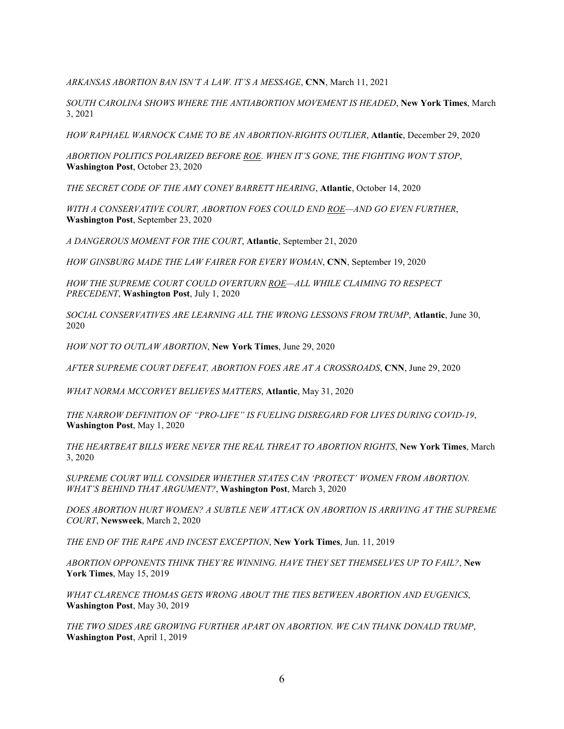*ARKANSAS ABORTION BAN ISN'T A LAW. IT'S A MESSAGE*, **CNN**, March 11, 2021

*SOUTH CAROLINA SHOWS WHERE THE ANTIABORTION MOVEMENT IS HEADED*, **New York Times**, March 3, 2021

*HOW RAPHAEL WARNOCK CAME TO BE AN ABORTION-RIGHTS OUTLIER*, **Atlantic**, December 29, 2020

*ABORTION POLITICS POLARIZED BEFORE ROE. WHEN IT'S GONE, THE FIGHTING WON'T STOP*, **Washington Post**, October 23, 2020

*THE SECRET CODE OF THE AMY CONEY BARRETT HEARING*, **Atlantic**, October 14, 2020

*WITH A CONSERVATIVE COURT, ABORTION FOES COULD END ROE—AND GO EVEN FURTHER*, **Washington Post**, September 23, 2020

*A DANGEROUS MOMENT FOR THE COURT*, **Atlantic**, September 21, 2020

*HOW GINSBURG MADE THE LAW FAIRER FOR EVERY WOMAN*, **CNN**, September 19, 2020

*HOW THE SUPREME COURT COULD OVERTURN ROE—ALL WHILE CLAIMING TO RESPECT PRECEDENT*, **Washington Post**, July 1, 2020

*SOCIAL CONSERVATIVES ARE LEARNING ALL THE WRONG LESSONS FROM TRUMP*, **Atlantic**, June 30, 2020

*HOW NOT TO OUTLAW ABORTION*, **New York Times**, June 29, 2020

*AFTER SUPREME COURT DEFEAT, ABORTION FOES ARE AT A CROSSROADS*, **CNN**, June 29, 2020

*WHAT NORMA MCCORVEY BELIEVES MATTERS*, **Atlantic**, May 31, 2020

*THE NARROW DEFINITION OF "PRO-LIFE" IS FUELING DISREGARD FOR LIVES DURING COVID-19*, **Washington Post**, May 1, 2020

*THE HEARTBEAT BILLS WERE NEVER THE REAL THREAT TO ABORTION RIGHTS*, **New York Times**, March 3, 2020

*SUPREME COURT WILL CONSIDER WHETHER STATES CAN 'PROTECT' WOMEN FROM ABORTION. WHAT'S BEHIND THAT ARGUMENT?*, **Washington Post**, March 3, 2020

*DOES ABORTION HURT WOMEN? A SUBTLE NEW ATTACK ON ABORTION IS ARRIVING AT THE SUPREME COURT*, **Newsweek**, March 2, 2020

*THE END OF THE RAPE AND INCEST EXCEPTION*, **New York Times**, Jun. 11, 2019

*ABORTION OPPONENTS THINK THEY'RE WINNING. HAVE THEY SET THEMSELVES UP TO FAIL?*, **New York Times**, May 15, 2019

*WHAT CLARENCE THOMAS GETS WRONG ABOUT THE TIES BETWEEN ABORTION AND EUGENICS*, **Washington Post**, May 30, 2019

*THE TWO SIDES ARE GROWING FURTHER APART ON ABORTION. WE CAN THANK DONALD TRUMP*, **Washington Post**, April 1, 2019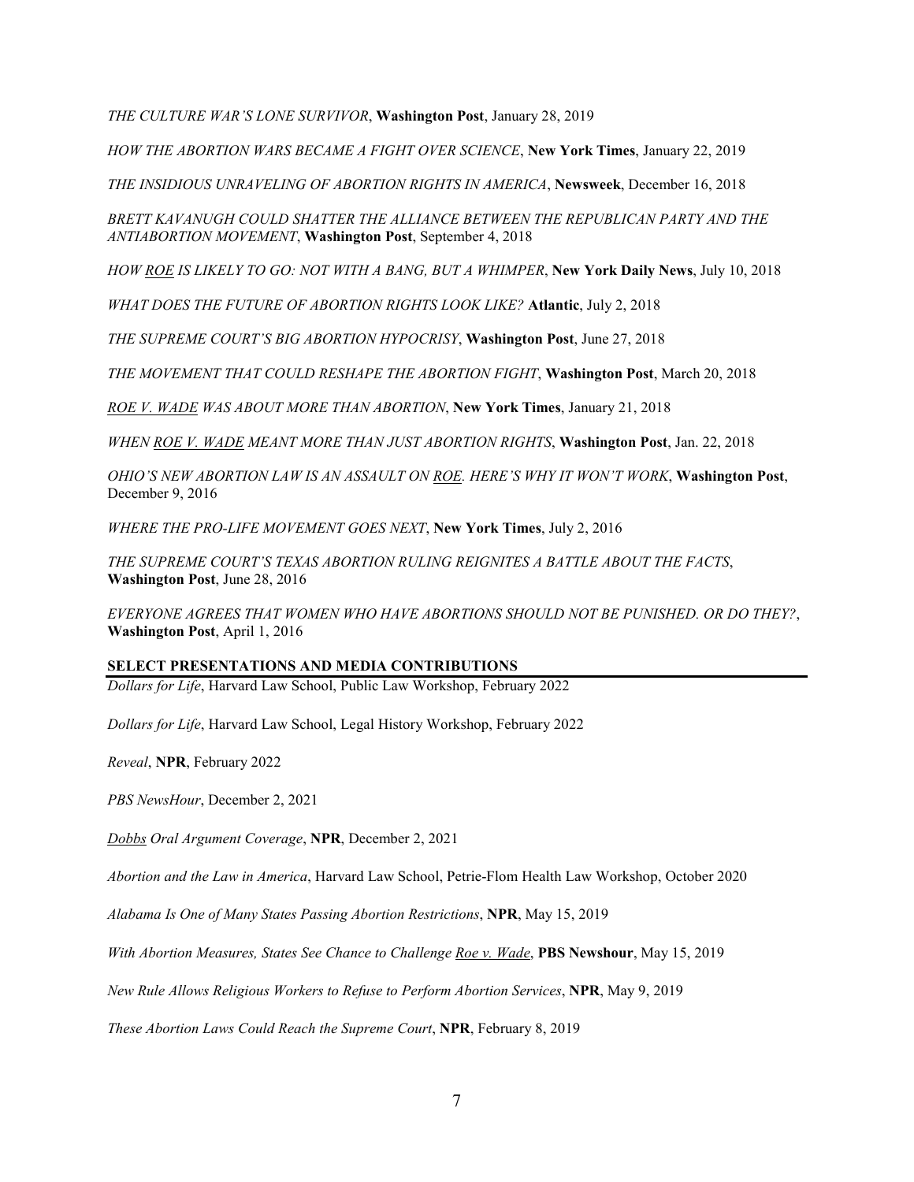*THE CULTURE WAR'S LONE SURVIVOR*, **Washington Post**, January 28, 2019

*HOW THE ABORTION WARS BECAME A FIGHT OVER SCIENCE*, **New York Times**, January 22, 2019

*THE INSIDIOUS UNRAVELING OF ABORTION RIGHTS IN AMERICA*, **Newsweek**, December 16, 2018

*BRETT KAVANUGH COULD SHATTER THE ALLIANCE BETWEEN THE REPUBLICAN PARTY AND THE ANTIABORTION MOVEMENT*, **Washington Post**, September 4, 2018

*HOW ROE IS LIKELY TO GO: NOT WITH A BANG, BUT A WHIMPER*, **New York Daily News**, July 10, 2018

*WHAT DOES THE FUTURE OF ABORTION RIGHTS LOOK LIKE?* **Atlantic**, July 2, 2018

*THE SUPREME COURT'S BIG ABORTION HYPOCRISY*, **Washington Post**, June 27, 2018

*THE MOVEMENT THAT COULD RESHAPE THE ABORTION FIGHT*, **Washington Post**, March 20, 2018

*ROE V. WADE WAS ABOUT MORE THAN ABORTION*, **New York Times**, January 21, 2018

*WHEN ROE V. WADE MEANT MORE THAN JUST ABORTION RIGHTS*, **Washington Post**, Jan. 22, 2018

*OHIO'S NEW ABORTION LAW IS AN ASSAULT ON ROE. HERE'S WHY IT WON'T WORK*, **Washington Post**, December 9, 2016

*WHERE THE PRO-LIFE MOVEMENT GOES NEXT*, **New York Times**, July 2, 2016

*THE SUPREME COURT'S TEXAS ABORTION RULING REIGNITES A BATTLE ABOUT THE FACTS*, **Washington Post**, June 28, 2016

*EVERYONE AGREES THAT WOMEN WHO HAVE ABORTIONS SHOULD NOT BE PUNISHED. OR DO THEY?*, **Washington Post**, April 1, 2016

## SELECT PRESENTATIONS AND MEDIA CONTRIBUTIONS

*Dollars for Life*, Harvard Law School, Public Law Workshop, February 2022

*Dollars for Life*, Harvard Law School, Legal History Workshop, February 2022

*Reveal*, **NPR**, February 2022

*PBS NewsHour*, December 2, 2021

*Dobbs Oral Argument Coverage*, **NPR**, December 2, 2021

*Abortion and the Law in America*, Harvard Law School, Petrie-Flom Health Law Workshop, October 2020

*Alabama Is One of Many States Passing Abortion Restrictions*, **NPR**, May 15, 2019

*With Abortion Measures, States See Chance to Challenge Roe v. Wade*, **PBS Newshour**, May 15, 2019

*New Rule Allows Religious Workers to Refuse to Perform Abortion Services*, **NPR**, May 9, 2019

*These Abortion Laws Could Reach the Supreme Court*, **NPR**, February 8, 2019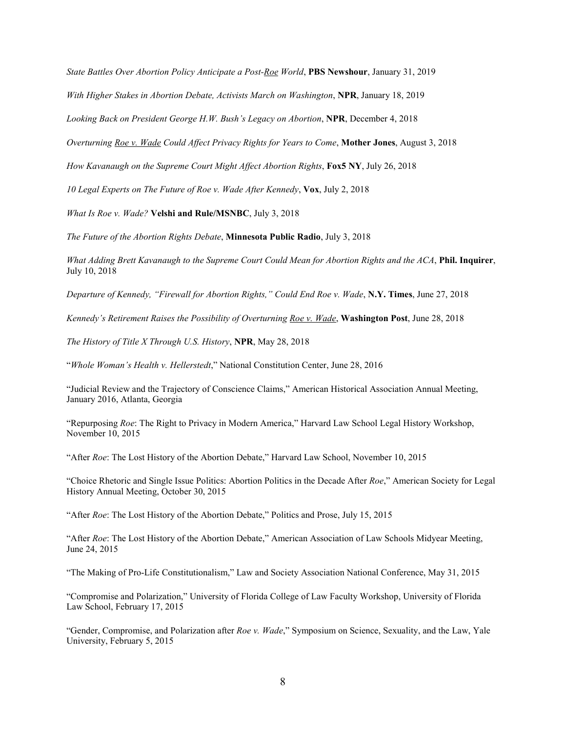*State Battles Over Abortion Policy Anticipate a Post-Roe World*, **PBS Newshour**, January 31, 2019

*With Higher Stakes in Abortion Debate, Activists March on Washington*, **NPR**, January 18, 2019

*Looking Back on President George H.W. Bush's Legacy on Abortion*, **NPR**, December 4, 2018

*Overturning Roe v. Wade Could Affect Privacy Rights for Years to Come*, **Mother Jones**, August 3, 2018

*How Kavanaugh on the Supreme Court Might Affect Abortion Rights*, **Fox5 NY**, July 26, 2018

*10 Legal Experts on The Future of Roe v. Wade After Kennedy*, **Vox**, July 2, 2018

*What Is Roe v. Wade?* **Velshi and Rule/MSNBC**, July 3, 2018

*The Future of the Abortion Rights Debate*, **Minnesota Public Radio**, July 3, 2018

*What Adding Brett Kavanaugh to the Supreme Court Could Mean for Abortion Rights and the ACA*, **Phil. Inquirer**, July 10, 2018

*Departure of Kennedy, "Firewall for Abortion Rights," Could End Roe v. Wade*, **N.Y. Times**, June 27, 2018

*Kennedy's Retirement Raises the Possibility of Overturning Roe v. Wade*, **Washington Post**, June 28, 2018

*The History of Title X Through U.S. History*, **NPR**, May 28, 2018

"*Whole Woman's Health v. Hellerstedt*," National Constitution Center, June 28, 2016

"Judicial Review and the Trajectory of Conscience Claims," American Historical Association Annual Meeting, January 2016, Atlanta, Georgia

"Repurposing *Roe*: The Right to Privacy in Modern America," Harvard Law School Legal History Workshop, November 10, 2015

"After *Roe*: The Lost History of the Abortion Debate," Harvard Law School, November 10, 2015

"Choice Rhetoric and Single Issue Politics: Abortion Politics in the Decade After *Roe*," American Society for Legal History Annual Meeting, October 30, 2015

"After *Roe*: The Lost History of the Abortion Debate," Politics and Prose, July 15, 2015

"After *Roe*: The Lost History of the Abortion Debate," American Association of Law Schools Midyear Meeting, June 24, 2015

"The Making of Pro-Life Constitutionalism," Law and Society Association National Conference, May 31, 2015

"Compromise and Polarization," University of Florida College of Law Faculty Workshop, University of Florida Law School, February 17, 2015

"Gender, Compromise, and Polarization after *Roe v. Wade*," Symposium on Science, Sexuality, and the Law, Yale University, February 5, 2015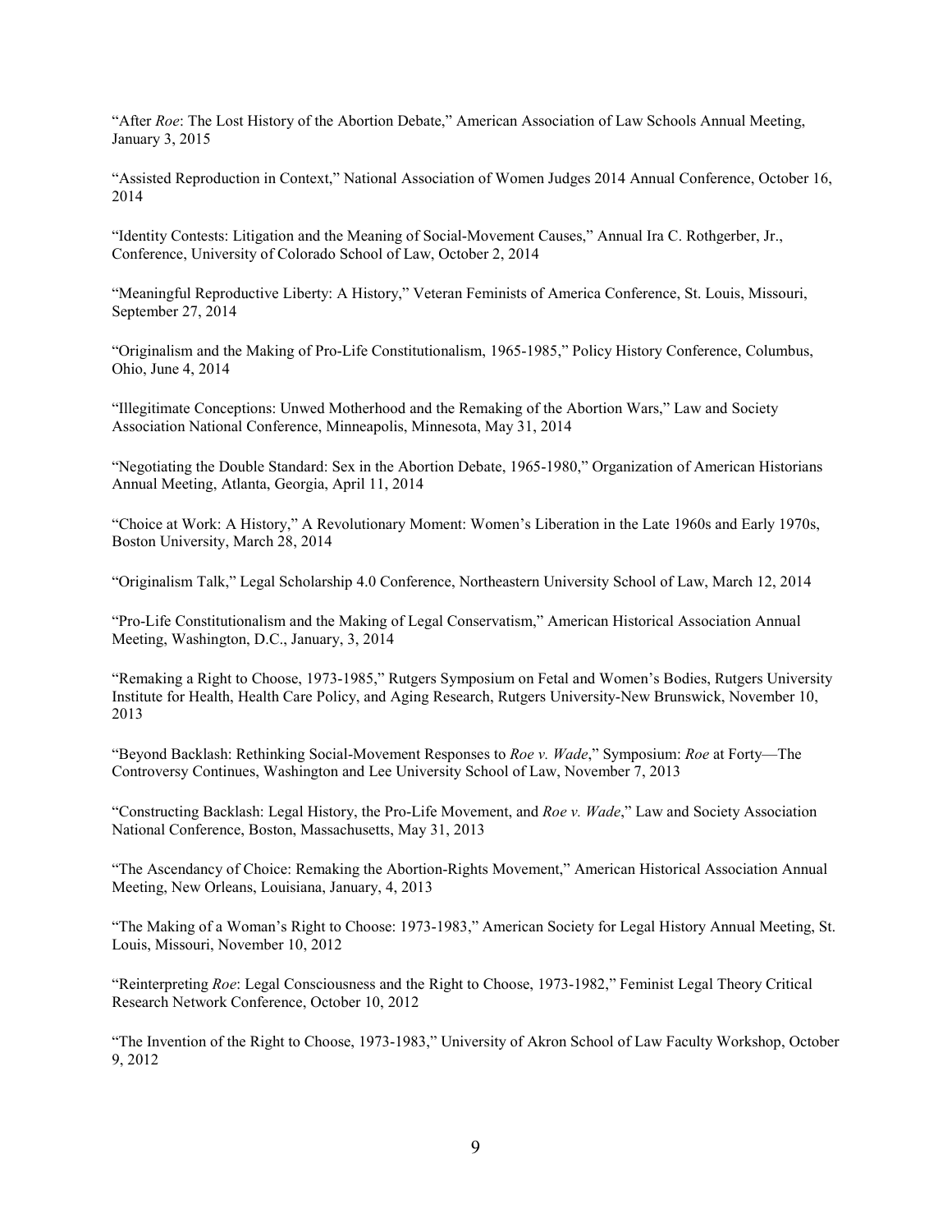"After *Roe*: The Lost History of the Abortion Debate," American Association of Law Schools Annual Meeting, January 3, 2015

"Assisted Reproduction in Context," National Association of Women Judges 2014 Annual Conference, October 16, 2014

"Identity Contests: Litigation and the Meaning of Social-Movement Causes," Annual Ira C. Rothgerber, Jr., Conference, University of Colorado School of Law, October 2, 2014

"Meaningful Reproductive Liberty: A History," Veteran Feminists of America Conference, St. Louis, Missouri, September 27, 2014

"Originalism and the Making of Pro-Life Constitutionalism, 1965-1985," Policy History Conference, Columbus, Ohio, June 4, 2014

"Illegitimate Conceptions: Unwed Motherhood and the Remaking of the Abortion Wars," Law and Society Association National Conference, Minneapolis, Minnesota, May 31, 2014

"Negotiating the Double Standard: Sex in the Abortion Debate, 1965-1980," Organization of American Historians Annual Meeting, Atlanta, Georgia, April 11, 2014

"Choice at Work: A History," A Revolutionary Moment: Women's Liberation in the Late 1960s and Early 1970s, Boston University, March 28, 2014

"Originalism Talk," Legal Scholarship 4.0 Conference, Northeastern University School of Law, March 12, 2014

"Pro-Life Constitutionalism and the Making of Legal Conservatism," American Historical Association Annual Meeting, Washington, D.C., January, 3, 2014

"Remaking a Right to Choose, 1973-1985," Rutgers Symposium on Fetal and Women's Bodies, Rutgers University Institute for Health, Health Care Policy, and Aging Research, Rutgers University-New Brunswick, November 10, 2013

"Beyond Backlash: Rethinking Social-Movement Responses to *Roe v. Wade*," Symposium: *Roe* at Forty—The Controversy Continues, Washington and Lee University School of Law, November 7, 2013

"Constructing Backlash: Legal History, the Pro-Life Movement, and *Roe v. Wade*," Law and Society Association National Conference, Boston, Massachusetts, May 31, 2013

"The Ascendancy of Choice: Remaking the Abortion-Rights Movement," American Historical Association Annual Meeting, New Orleans, Louisiana, January, 4, 2013

"The Making of a Woman's Right to Choose: 1973-1983," American Society for Legal History Annual Meeting, St. Louis, Missouri, November 10, 2012

"Reinterpreting *Roe*: Legal Consciousness and the Right to Choose, 1973-1982," Feminist Legal Theory Critical Research Network Conference, October 10, 2012

"The Invention of the Right to Choose, 1973-1983," University of Akron School of Law Faculty Workshop, October 9, 2012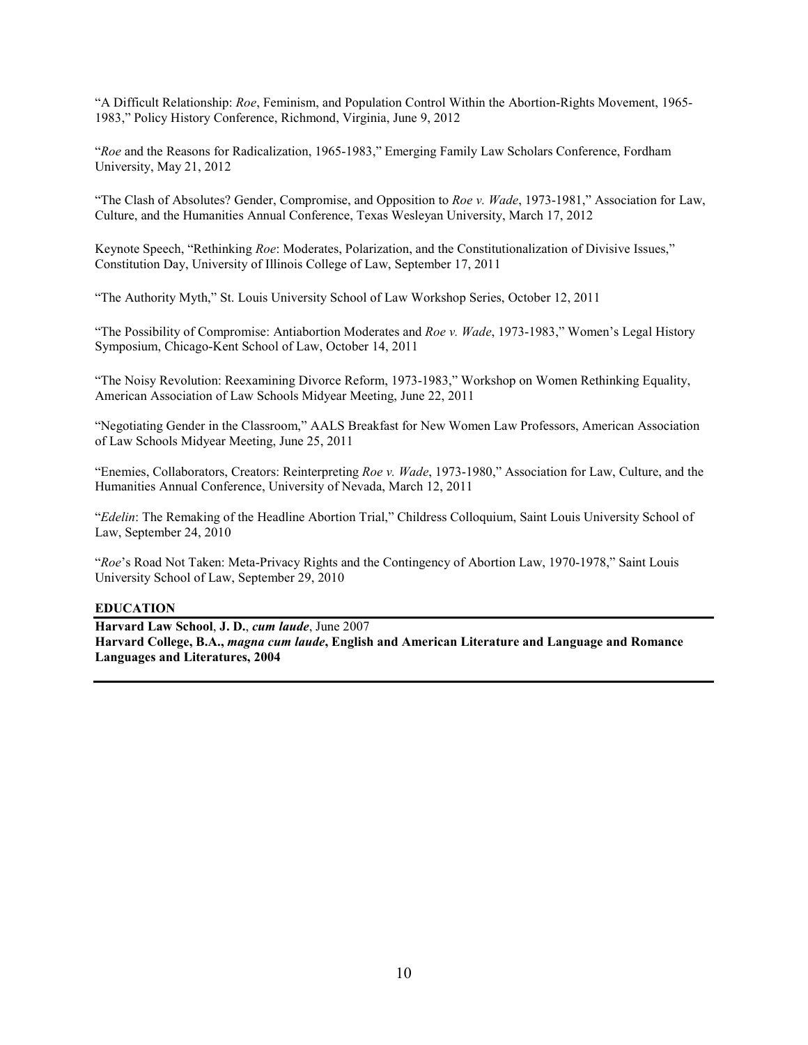"A Difficult Relationship: *Roe*, Feminism, and Population Control Within the Abortion-Rights Movement, 1965-1983," Policy History Conference, Richmond, Virginia, June 9, 2012

"*Roe* and the Reasons for Radicalization, 1965-1983," Emerging Family Law Scholars Conference, Fordham University, May 21, 2012

"The Clash of Absolutes? Gender, Compromise, and Opposition to *Roe v. Wade*, 1973-1981," Association for Law, Culture, and the Humanities Annual Conference, Texas Wesleyan University, March 17, 2012

Keynote Speech, "Rethinking *Roe*: Moderates, Polarization, and the Constitutionalization of Divisive Issues," Constitution Day, University of Illinois College of Law, September 17, 2011

"The Authority Myth," St. Louis University School of Law Workshop Series, October 12, 2011

"The Possibility of Compromise: Antiabortion Moderates and *Roe v. Wade*, 1973-1983," Women's Legal History Symposium, Chicago-Kent School of Law, October 14, 2011

"The Noisy Revolution: Reexamining Divorce Reform, 1973-1983," Workshop on Women Rethinking Equality, American Association of Law Schools Midyear Meeting, June 22, 2011

"Negotiating Gender in the Classroom," AALS Breakfast for New Women Law Professors, American Association of Law Schools Midyear Meeting, June 25, 2011

"Enemies, Collaborators, Creators: Reinterpreting *Roe v. Wade*, 1973-1980," Association for Law, Culture, and the Humanities Annual Conference, University of Nevada, March 12, 2011

"*Edelin*: The Remaking of the Headline Abortion Trial," Childress Colloquium, Saint Louis University School of Law, September 24, 2010

"*Roe*'s Road Not Taken: Meta-Privacy Rights and the Contingency of Abortion Law, 1970-1978," Saint Louis University School of Law, September 29, 2010

## EDUCATION

**Harvard Law School**, **J. D.**, ***cum laude***, June 2007

**Harvard College, B.A., *magna cum laude*, English and American Literature and Language and Romance Languages and Literatures, 2004**